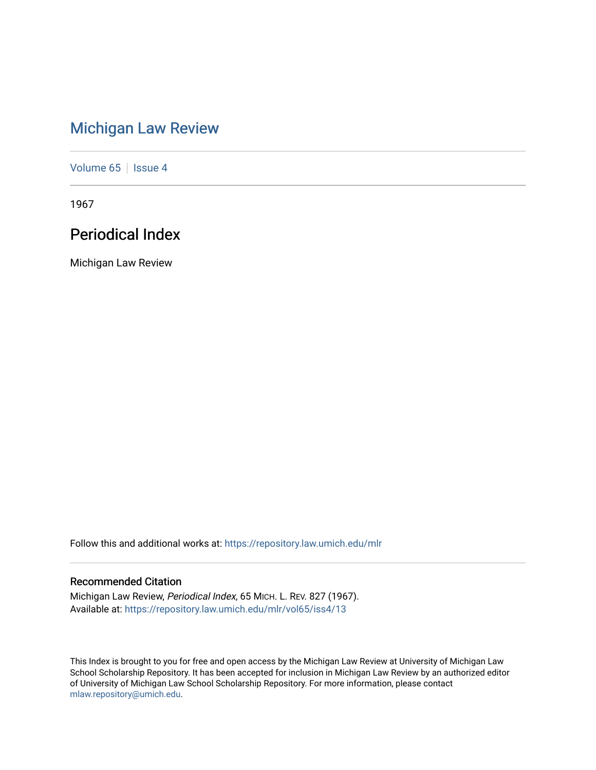# Michigan Law Review

Volume 65 | Issue 4

1967

## Periodical Index

Michigan Law Review

Follow this and additional works at: https://repository.law.umich.edu/mlr

### Recommended Citation

Michigan Law Review, *Periodical Index*, 65 MICH. L. REV. 827 (1967).
Available at: https://repository.law.umich.edu/mlr/vol65/iss4/13

This Index is brought to you for free and open access by the Michigan Law Review at University of Michigan Law School Scholarship Repository. It has been accepted for inclusion in Michigan Law Review by an authorized editor of University of Michigan Law School Scholarship Repository. For more information, please contact mlaw.repository@umich.edu.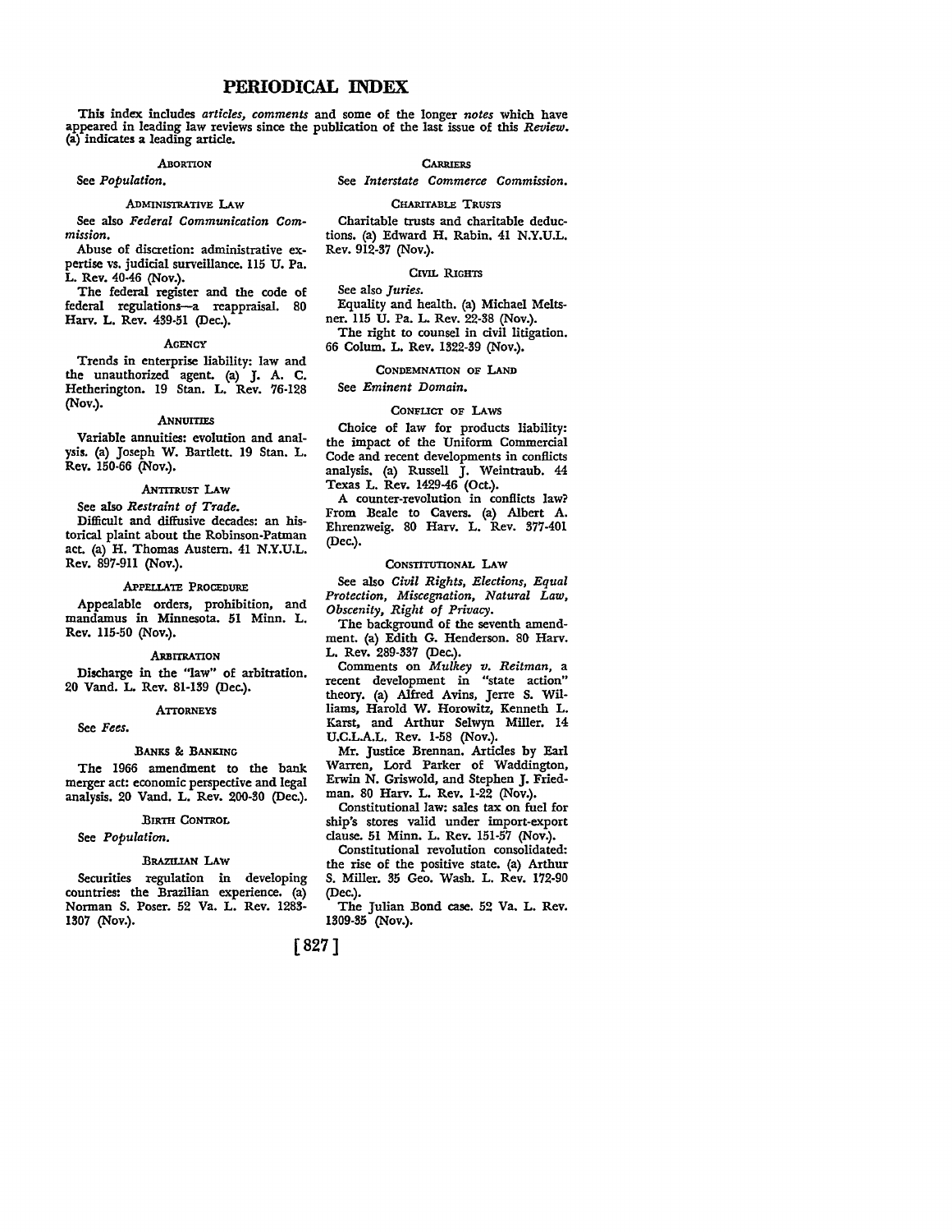# PERIODICAL INDEX

This index includes *articles, comments* and some of the longer *notes* which have appeared in leading law reviews since the publication of the last issue of this *Review*. (a) indicates a leading article.

### ABORTION

See *Population*.

### ADMINISTRATIVE LAW

See also *Federal Communication Commission*.

Abuse of discretion: administrative expertise vs. judicial surveillance. 115 U. Pa. L. Rev. 40-46 (Nov.).

The federal register and the code of federal regulations—a reappraisal. 80 Harv. L. Rev. 439-51 (Dec.).

### AGENCY

Trends in enterprise liability: law and the unauthorized agent. (a) J. A. C. Hetherington. 19 Stan. L. Rev. 76-128 (Nov.).

### ANNUITIES

Variable annuities: evolution and analysis. (a) Joseph W. Bartlett. 19 Stan. L. Rev. 150-66 (Nov.).

### ANTITRUST LAW

See also *Restraint of Trade*.

Difficult and diffusive decades: an historical plaint about the Robinson-Patman act. (a) H. Thomas Austern. 41 N.Y.U.L. Rev. 897-911 (Nov.).

### APPELLATE PROCEDURE

Appealable orders, prohibition, and mandamus in Minnesota. 51 Minn. L. Rev. 115-50 (Nov.).

### ARBITRATION

Discharge in the "law" of arbitration. 20 Vand. L. Rev. 81-139 (Dec.).

### ATTORNEYS

See *Fees*.

### BANKS & BANKING

The 1966 amendment to the bank merger act: economic perspective and legal analysis. 20 Vand. L. Rev. 200-30 (Dec.).

### BIRTH CONTROL

See *Population*.

### BRAZILIAN LAW

Securities regulation in developing countries: the Brazilian experience. (a) Norman S. Poser. 52 Va. L. Rev. 1283-1307 (Nov.).

### CARRIERS

See *Interstate Commerce Commission*.

### CHARITABLE TRUSTS

Charitable trusts and charitable deductions. (a) Edward H. Rabin. 41 N.Y.U.L. Rev. 912-37 (Nov.).

### CIVIL RIGHTS

See also *Juries*.

Equality and health. (a) Michael Meltsner. 115 U. Pa. L. Rev. 22-38 (Nov.).

The right to counsel in civil litigation. 66 Colum. L. Rev. 1322-39 (Nov.).

### CONDEMNATION OF LAND

See *Eminent Domain*.

### CONFLICT OF LAWS

Choice of law for products liability: the impact of the Uniform Commercial Code and recent developments in conflicts analysis. (a) Russell J. Weintraub. 44 Texas L. Rev. 1429-46 (Oct.).

A counter-revolution in conflicts law? From Beale to Cavers. (a) Albert A. Ehrenzweig. 80 Harv. L. Rev. 377-401 (Dec.).

### CONSTITUTIONAL LAW

See also *Civil Rights, Elections, Equal Protection, Miscegnation, Natural Law, Obscenity, Right of Privacy*.

The background of the seventh amendment. (a) Edith G. Henderson. 80 Harv. L. Rev. 289-337 (Dec.).

Comments on *Mulkey v. Reitman*, a recent development in "state action" theory. (a) Alfred Avins, Jerre S. Williams, Harold W. Horowitz, Kenneth L. Karst, and Arthur Selwyn Miller. 14 U.C.L.A.L. Rev. 1-58 (Nov.).

Mr. Justice Brennan. Articles by Earl Warren, Lord Parker of Waddington, Erwin N. Griswold, and Stephen J. Friedman. 80 Harv. L. Rev. 1-22 (Nov.).

Constitutional law: sales tax on fuel for ship's stores valid under import-export clause. 51 Minn. L. Rev. 151-57 (Nov.).

Constitutional revolution consolidated: the rise of the positive state. (a) Arthur S. Miller. 35 Geo. Wash. L. Rev. 172-90 (Dec.).

The Julian Bond case. 52 Va. L. Rev. 1309-35 (Nov.).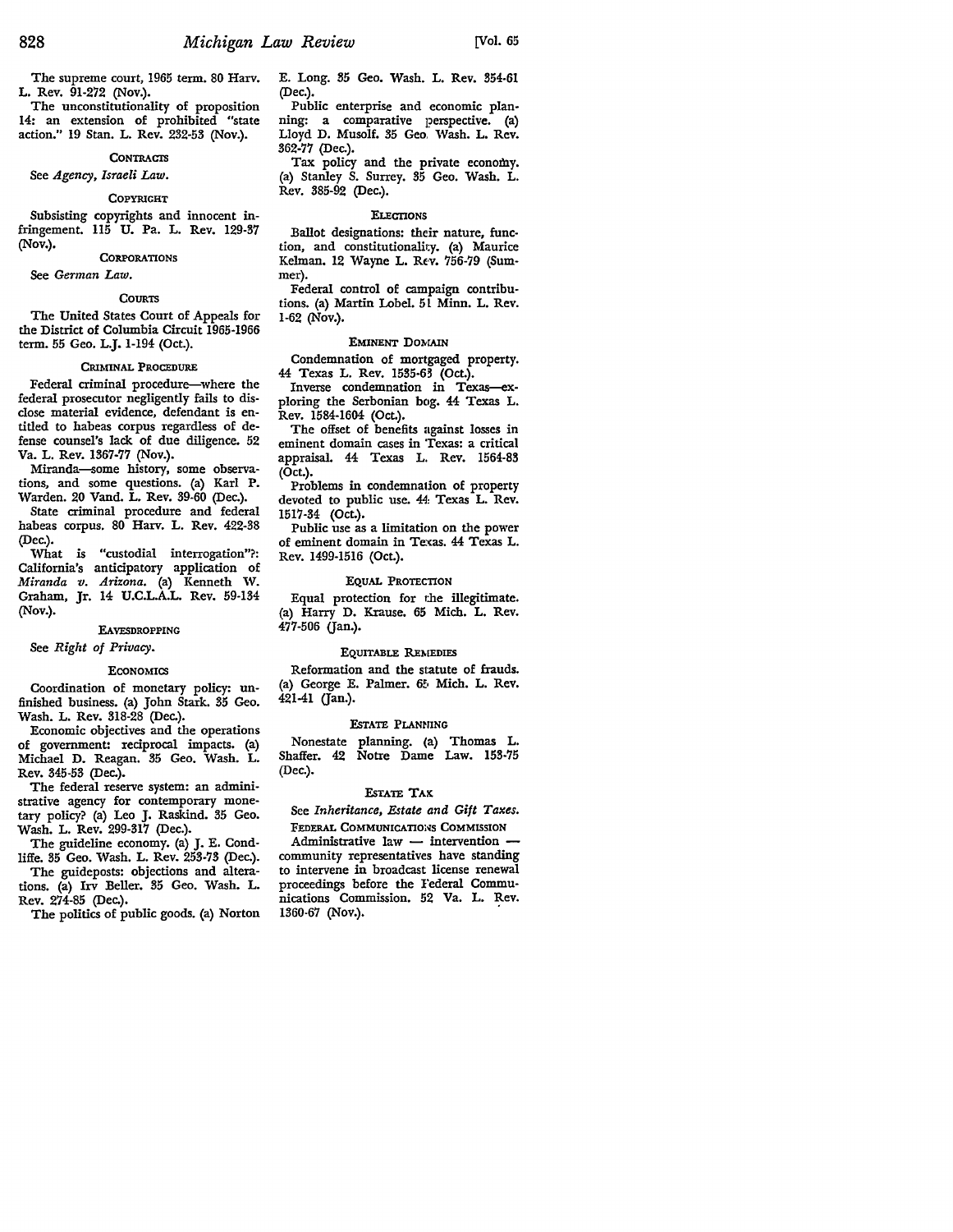The supreme court, 1965 term. 80 Harv. L. Rev. 91-272 (Nov.).

The unconstitutionality of proposition 14: an extension of prohibited "state action." 19 Stan. L. Rev. 232-53 (Nov.).

### CONTRACTS

See *Agency, Israeli Law.*

### COPYRIGHT

Subsisting copyrights and innocent infringement. 115 U. Pa. L. Rev. 129-37 (Nov.).

### CORPORATIONS

See *German Law.*

### COURTS

The United States Court of Appeals for the District of Columbia Circuit 1965-1966 term. 55 Geo. L.J. 1-194 (Oct.).

### CRIMINAL PROCEDURE

Federal criminal procedure—where the federal prosecutor negligently fails to disclose material evidence, defendant is entitled to habeas corpus regardless of defense counsel's lack of due diligence. 52 Va. L. Rev. 1367-77 (Nov.).

Miranda—some history, some observations, and some questions. (a) Karl P. Warden. 20 Vand. L. Rev. 39-60 (Dec.).

State criminal procedure and federal habeas corpus. 80 Harv. L. Rev. 422-38 (Dec.).

What is "custodial interrogation"?: California's anticipatory application of *Miranda v. Arizona.* (a) Kenneth W. Graham, Jr. 14 U.C.L.A.L. Rev. 59-134 (Nov.).

### EAVESDROPPING

See *Right of Privacy.*

### ECONOMICS

Coordination of monetary policy: unfinished business. (a) John Stark. 35 Geo. Wash. L. Rev. 318-28 (Dec.).

Economic objectives and the operations of government: reciprocal impacts. (a) Michael D. Reagan. 35 Geo. Wash. L. Rev. 345-53 (Dec.).

The federal reserve system: an administrative agency for contemporary monetary policy? (a) Leo J. Raskind. 35 Geo. Wash. L. Rev. 299-317 (Dec.).

The guideline economy. (a) J. E. Condliffe. 35 Geo. Wash. L. Rev. 253-73 (Dec.).

The guideposts: objections and alterations. (a) Irv Beller. 35 Geo. Wash. L. Rev. 274-85 (Dec.).

The politics of public goods. (a) Norton E. Long. 35 Geo. Wash. L. Rev. 354-61 (Dec.).

Public enterprise and economic planning: a comparative perspective. (a) Lloyd D. Musolf. 35 Geo. Wash. L. Rev. 362-77 (Dec.).

Tax policy and the private economy. (a) Stanley S. Surrey. 35 Geo. Wash. L. Rev. 385-92 (Dec.).

### ELECTIONS

Ballot designations: their nature, function, and constitutionality. (a) Maurice Kelman. 12 Wayne L. Rev. 756-79 (Summer).

Federal control of campaign contributions. (a) Martin Lobel. 51 Minn. L. Rev. 1-62 (Nov.).

### EMINENT DOMAIN

Condemnation of mortgaged property. 44 Texas L. Rev. 1535-63 (Oct.).

Inverse condemnation in Texas—exploring the Serbonian bog. 44 Texas L. Rev. 1584-1604 (Oct.).

The offset of benefits against losses in eminent domain cases in Texas: a critical appraisal. 44 Texas L. Rev. 1564-83 (Oct.).

Problems in condemnation of property devoted to public use. 44 Texas L. Rev. 1517-34 (Oct.).

Public use as a limitation on the power of eminent domain in Texas. 44 Texas L. Rev. 1499-1516 (Oct.).

### EQUAL PROTECTION

Equal protection for the illegitimate. (a) Harry D. Krause. 65 Mich. L. Rev. 477-506 (Jan.).

### EQUITABLE REMEDIES

Reformation and the statute of frauds. (a) George E. Palmer. 65 Mich. L. Rev. 421-41 (Jan.).

### ESTATE PLANNING

Nonestate planning. (a) Thomas L. Shaffer. 42 Notre Dame Law. 153-75 (Dec.).

### ESTATE TAX

See *Inheritance, Estate and Gift Taxes.*

### FEDERAL COMMUNICATIONS COMMISSION

Administrative law — intervention — community representatives have standing to intervene in broadcast license renewal proceedings before the Federal Communications Commission. 52 Va. L. Rev. 1360-67 (Nov.).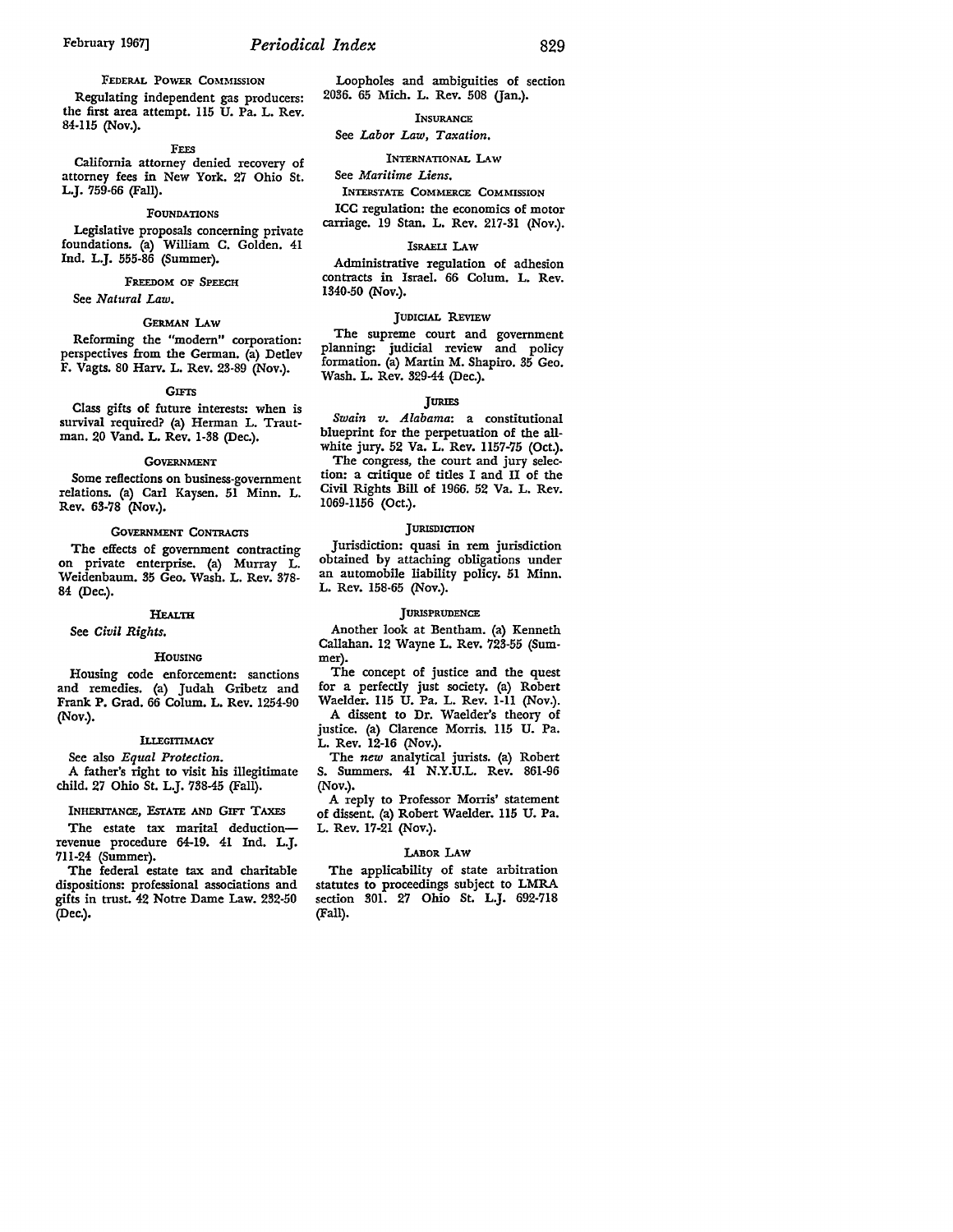### Federal Power Commission

Regulating independent gas producers: the first area attempt. 115 U. Pa. L. Rev. 84-115 (Nov.).

### Fees

California attorney denied recovery of attorney fees in New York. 27 Ohio St. L.J. 759-66 (Fall).

### Foundations

Legislative proposals concerning private foundations. (a) William C. Golden. 41 Ind. L.J. 555-86 (Summer).

### Freedom of Speech

See *Natural Law.*

### German Law

Reforming the "modern" corporation: perspectives from the German. (a) Detlev F. Vagts. 80 Harv. L. Rev. 23-89 (Nov.).

### Gifts

Class gifts of future interests: when is survival required? (a) Herman L. Trautman. 20 Vand. L. Rev. 1-38 (Dec.).

### Government

Some reflections on business-government relations. (a) Carl Kaysen. 51 Minn. L. Rev. 63-78 (Nov.).

### Government Contracts

The effects of government contracting on private enterprise. (a) Murray L. Weidenbaum. 35 Geo. Wash. L. Rev. 378-84 (Dec.).

### Health

See *Civil Rights.*

### Housing

Housing code enforcement: sanctions and remedies. (a) Judah Gribetz and Frank P. Grad. 66 Colum. L. Rev. 1254-90 (Nov.).

### Illegitimacy

See also *Equal Protection.*

A father's right to visit his illegitimate child. 27 Ohio St. L.J. 738-45 (Fall).

### Inheritance, Estate and Gift Taxes

The estate tax marital deduction—revenue procedure 64-19. 41 Ind. L.J. 711-24 (Summer).

The federal estate tax and charitable dispositions: professional associations and gifts in trust. 42 Notre Dame Law. 232-50 (Dec.).

Loopholes and ambiguities of section 2036. 65 Mich. L. Rev. 508 (Jan.).

### Insurance

See *Labor Law, Taxation.*

### International Law

See *Maritime Liens.*

### Interstate Commerce Commission

ICC regulation: the economics of motor carriage. 19 Stan. L. Rev. 217-31 (Nov.).

### Israeli Law

Administrative regulation of adhesion contracts in Israel. 66 Colum. L. Rev. 1340-50 (Nov.).

### Judicial Review

The supreme court and government planning: judicial review and policy formation. (a) Martin M. Shapiro. 35 Geo. Wash. L. Rev. 329-44 (Dec.).

### Juries

*Swain v. Alabama*: a constitutional blueprint for the perpetuation of the all-white jury. 52 Va. L. Rev. 1157-75 (Oct.).

The congress, the court and jury selection: a critique of titles I and II of the Civil Rights Bill of 1966. 52 Va. L. Rev. 1069-1156 (Oct.).

### Jurisdiction

Jurisdiction: quasi in rem jurisdiction obtained by attaching obligations under an automobile liability policy. 51 Minn. L. Rev. 158-65 (Nov.).

### Jurisprudence

Another look at Bentham. (a) Kenneth Callahan. 12 Wayne L. Rev. 723-55 (Summer).

The concept of justice and the quest for a perfectly just society. (a) Robert Waelder. 115 U. Pa. L. Rev. 1-11 (Nov.).

A dissent to Dr. Waelder's theory of justice. (a) Clarence Morris. 115 U. Pa. L. Rev. 12-16 (Nov.).

The *new* analytical jurists. (a) Robert S. Summers. 41 N.Y.U.L. Rev. 861-96 (Nov.).

A reply to Professor Morris' statement of dissent. (a) Robert Waelder. 115 U. Pa. L. Rev. 17-21 (Nov.).

### Labor Law

The applicability of state arbitration statutes to proceedings subject to LMRA section 301. 27 Ohio St. L.J. 692-718 (Fall).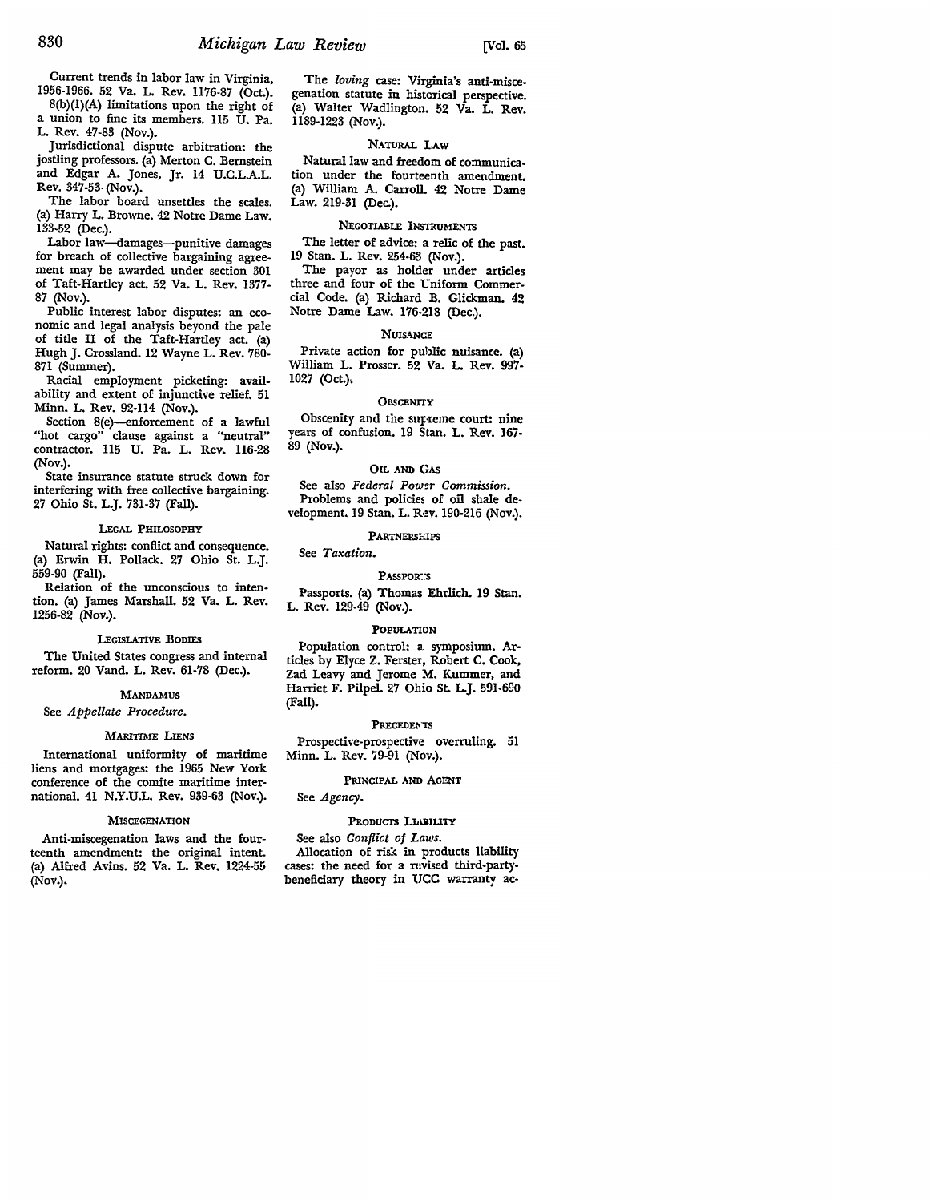Current trends in labor law in Virginia, 1956-1966. 52 Va. L. Rev. 1176-87 (Oct.).

8(b)(1)(A) limitations upon the right of a union to fine its members. 115 U. Pa. L. Rev. 47-83 (Nov.).

Jurisdictional dispute arbitration: the jostling professors. (a) Merton C. Bernstein and Edgar A. Jones, Jr. 14 U.C.L.A.L. Rev. 347-53 (Nov.).

The labor board unsettles the scales. (a) Harry L. Browne. 42 Notre Dame Law. 133-52 (Dec.).

Labor law—damages—punitive damages for breach of collective bargaining agreement may be awarded under section 301 of Taft-Hartley act. 52 Va. L. Rev. 1377-87 (Nov.).

Public interest labor disputes: an economic and legal analysis beyond the pale of title II of the Taft-Hartley act. (a) Hugh J. Crossland. 12 Wayne L. Rev. 780-871 (Summer).

Racial employment picketing: availability and extent of injunctive relief. 51 Minn. L. Rev. 92-114 (Nov.).

Section 8(e)—enforcement of a lawful "hot cargo" clause against a "neutral" contractor. 115 U. Pa. L. Rev. 116-28 (Nov.).

State insurance statute struck down for interfering with free collective bargaining. 27 Ohio St. L.J. 731-37 (Fall).

### LEGAL PHILOSOPHY

Natural rights: conflict and consequence. (a) Erwin H. Pollack. 27 Ohio St. L.J. 559-90 (Fall).

Relation of the unconscious to intention. (a) James Marshall. 52 Va. L. Rev. 1256-82 (Nov.).

### LEGISLATIVE BODIES

The United States congress and internal reform. 20 Vand. L. Rev. 61-78 (Dec.).

### MANDAMUS

See *Appellate Procedure.*

### MARITIME LIENS

International uniformity of maritime liens and mortgages: the 1965 New York conference of the comite maritime international. 41 N.Y.U.L. Rev. 939-63 (Nov.).

### MISCEGENATION

Anti-miscegenation laws and the fourteenth amendment: the original intent. (a) Alfred Avins. 52 Va. L. Rev. 1224-55 (Nov.).

The *loving* case: Virginia's anti-miscegenation statute in historical perspective. (a) Walter Wadlington. 52 Va. L. Rev. 1189-1223 (Nov.).

### NATURAL LAW

Natural law and freedom of communication under the fourteenth amendment. (a) William A. Carroll. 42 Notre Dame Law. 219-31 (Dec.).

### NEGOTIABLE INSTRUMENTS

The letter of advice: a relic of the past. 19 Stan. L. Rev. 254-63 (Nov.).

The payor as holder under articles three and four of the Uniform Commercial Code. (a) Richard B. Glickman. 42 Notre Dame Law. 176-218 (Dec.).

### NUISANCE

Private action for public nuisance. (a) William L. Prosser. 52 Va. L. Rev. 997-1027 (Oct.).

### OBSCENITY

Obscenity and the supreme court: nine years of confusion. 19 Stan. L. Rev. 167-89 (Nov.).

### OIL AND GAS

See also *Federal Power Commission.*

Problems and policies of oil shale development. 19 Stan. L. Rev. 190-216 (Nov.).

### PARTNERSHIPS

See *Taxation.*

### PASSPORTS

Passports. (a) Thomas Ehrlich. 19 Stan. L. Rev. 129-49 (Nov.).

### POPULATION

Population control: a symposium. Articles by Elyce Z. Ferster, Robert C. Cook, Zad Leavy and Jerome M. Kummer, and Harriet F. Pilpel. 27 Ohio St. L.J. 591-690 (Fall).

### PRECEDENTS

Prospective-prospective overruling. 51 Minn. L. Rev. 79-91 (Nov.).

### PRINCIPAL AND AGENT

See *Agency.*

### PRODUCTS LIABILITY

See also *Conflict of Laws.*

Allocation of risk in products liability cases: the need for a revised third-party-beneficiary theory in UCC warranty ac-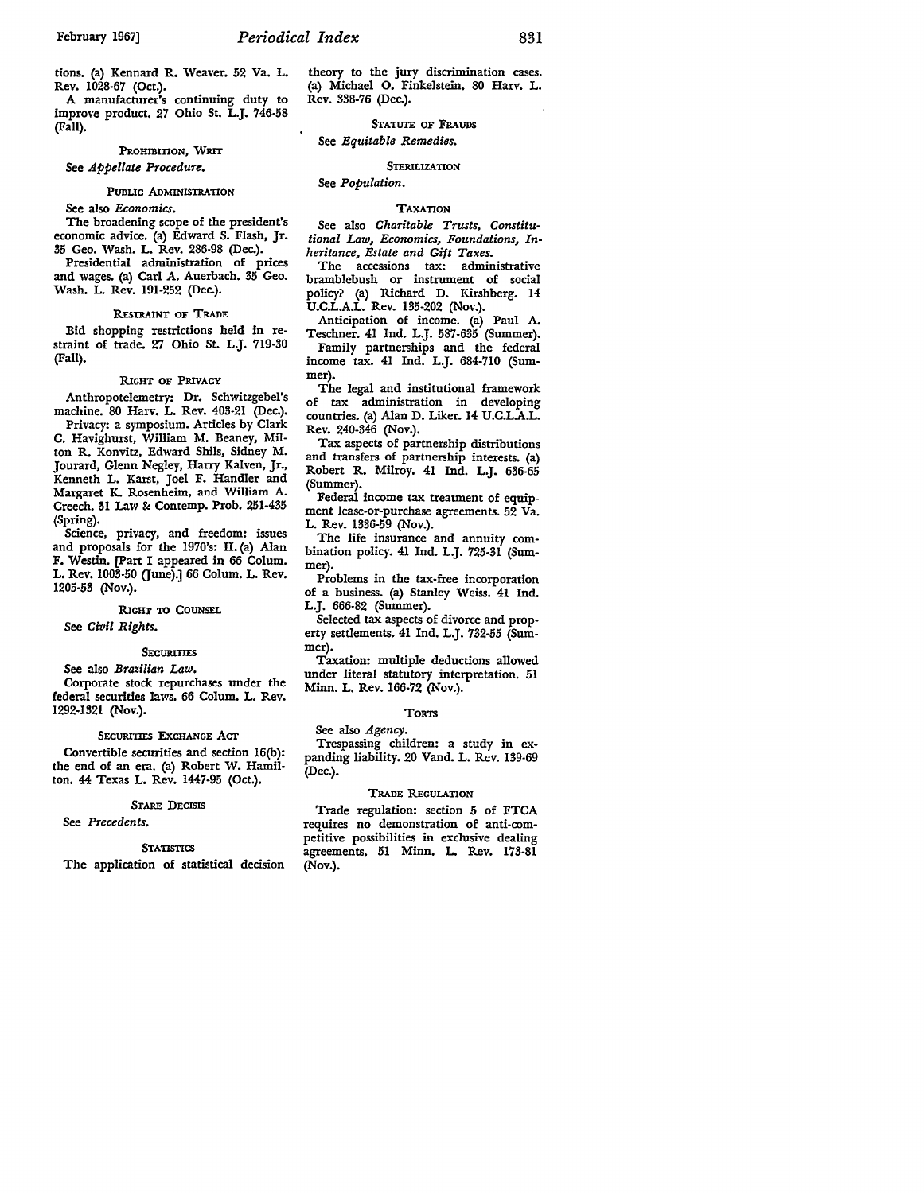tions. (a) Kennard R. Weaver. 52 Va. L. Rev. 1028-67 (Oct.).

A manufacturer's continuing duty to improve product. 27 Ohio St. L.J. 746-58 (Fall).

### PROHIBITION, WRIT

See *Appellate Procedure.*

### PUBLIC ADMINISTRATION

See also *Economics.*

The broadening scope of the president's economic advice. (a) Edward S. Flash, Jr. 35 Geo. Wash. L. Rev. 286-98 (Dec.).

Presidential administration of prices and wages. (a) Carl A. Auerbach. 35 Geo. Wash. L. Rev. 191-252 (Dec.).

### RESTRAINT OF TRADE

Bid shopping restrictions held in restraint of trade. 27 Ohio St. L.J. 719-30 (Fall).

### RIGHT OF PRIVACY

Anthropotelemetry: Dr. Schwitzgebel's machine. 80 Harv. L. Rev. 403-21 (Dec.).

Privacy: a symposium. Articles by Clark C. Havighurst, William M. Beaney, Milton R. Konvitz, Edward Shils, Sidney M. Jourard, Glenn Negley, Harry Kalven, Jr., Kenneth L. Karst, Joel F. Handler and Margaret K. Rosenheim, and William A. Creech. 31 Law & Contemp. Prob. 251-435 (Spring).

Science, privacy, and freedom: issues and proposals for the 1970's: II. (a) Alan F. Westin. [Part I appeared in 66 Colum. L. Rev. 1003-50 (June).] 66 Colum. L. Rev. 1205-53 (Nov.).

### RIGHT TO COUNSEL

See *Civil Rights.*

### SECURITIES

See also *Brazilian Law.*

Corporate stock repurchases under the federal securities laws. 66 Colum. L. Rev. 1292-1321 (Nov.).

### SECURITIES EXCHANGE ACT

Convertible securities and section 16(b): the end of an era. (a) Robert W. Hamilton. 44 Texas L. Rev. 1447-95 (Oct.).

### STARE DECISIS

See *Precedents.*

### STATISTICS

The application of statistical decision theory to the jury discrimination cases. (a) Michael O. Finkelstein. 80 Harv. L. Rev. 338-76 (Dec.).

### STATUTE OF FRAUDS

See *Equitable Remedies.*

### STERILIZATION

See *Population.*

### TAXATION

See also *Charitable Trusts, Constitutional Law, Economics, Foundations, Inheritance, Estate and Gift Taxes.*

The accessions tax: administrative bramblebush or instrument of social policy? (a) Richard D. Kirshberg. 14 U.C.L.A.L. Rev. 135-202 (Nov.).

Anticipation of income. (a) Paul A. Teschner. 41 Ind. L.J. 587-635 (Summer).

Family partnerships and the federal income tax. 41 Ind. L.J. 684-710 (Summer).

The legal and institutional framework of tax administration in developing countries. (a) Alan D. Liker. 14 U.C.L.A.L. Rev. 240-346 (Nov.).

Tax aspects of partnership distributions and transfers of partnership interests. (a) Robert R. Milroy. 41 Ind. L.J. 636-65 (Summer).

Federal income tax treatment of equipment lease-or-purchase agreements. 52 Va. L. Rev. 1336-59 (Nov.).

The life insurance and annuity combination policy. 41 Ind. L.J. 725-31 (Summer).

Problems in the tax-free incorporation of a business. (a) Stanley Weiss. 41 Ind. L.J. 666-82 (Summer).

Selected tax aspects of divorce and property settlements. 41 Ind. L.J. 732-55 (Summer).

Taxation: multiple deductions allowed under literal statutory interpretation. 51 Minn. L. Rev. 166-72 (Nov.).

### TORTS

See also *Agency.*

Trespassing children: a study in expanding liability. 20 Vand. L. Rev. 139-69 (Dec.).

### TRADE REGULATION

Trade regulation: section 5 of FTCA requires no demonstration of anti-competitive possibilities in exclusive dealing agreements. 51 Minn. L. Rev. 173-81 (Nov.).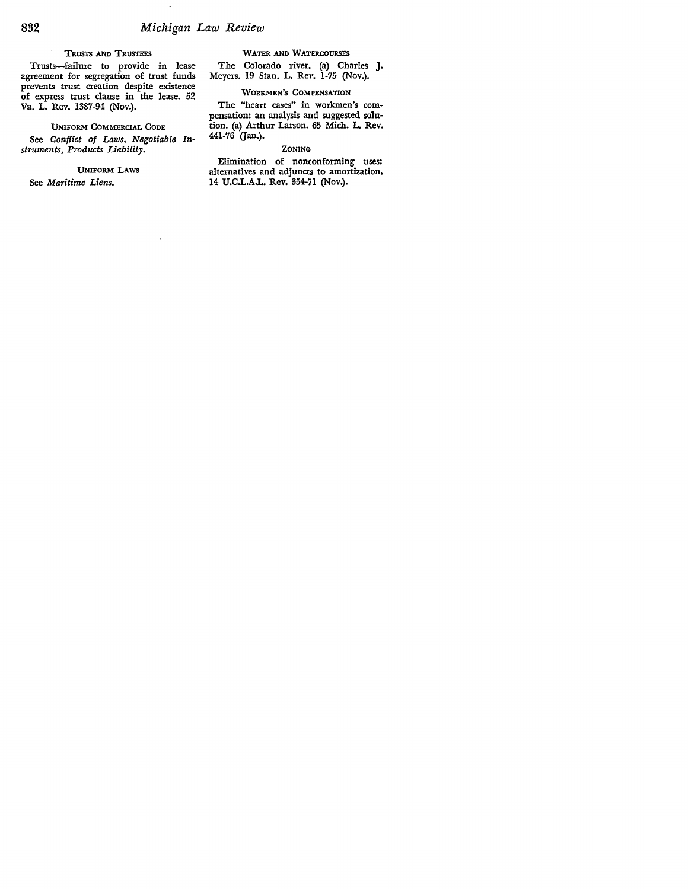### TRUSTS AND TRUSTEES

Trusts—failure to provide in lease agreement for segregation of trust funds prevents trust creation despite existence of express trust clause in the lease. 52 Va. L. Rev. 1387-94 (Nov.).

### UNIFORM COMMERCIAL CODE

See *Conflict of Laws, Negotiable Instruments, Products Liability.*

### UNIFORM LAWS

See *Maritime Liens.*

### WATER AND WATERCOURSES

The Colorado river. (a) Charles J. Meyers. 19 Stan. L. Rev. 1-75 (Nov.).

### WORKMEN'S COMPENSATION

The "heart cases" in workmen's compensation: an analysis and suggested solution. (a) Arthur Larson. 65 Mich. L. Rev. 441-76 (Jan.).

### ZONING

Elimination of nonconforming uses: alternatives and adjuncts to amortization. 14 U.C.L.A.L. Rev. 354-71 (Nov.).